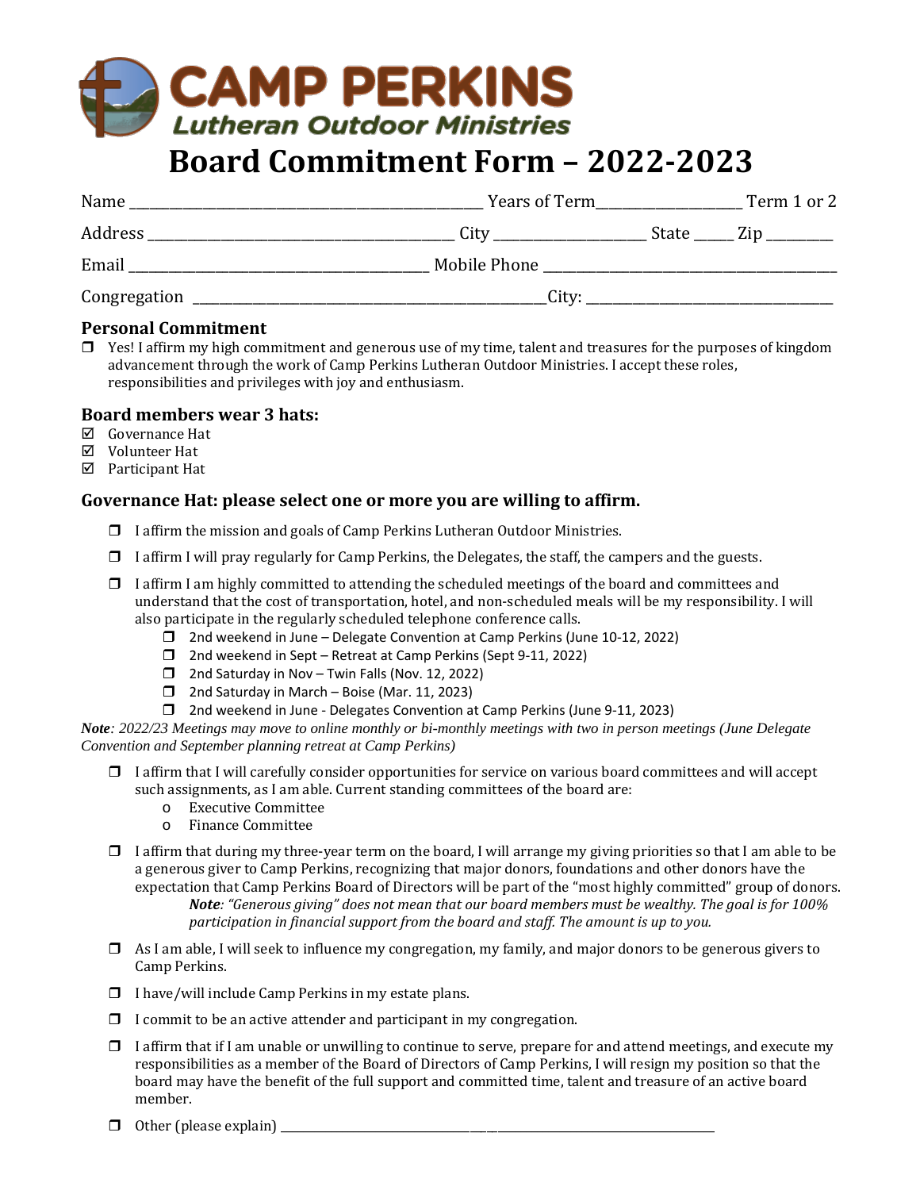# CAMP PERKINS
## *Lutheran Outdoor Ministries*

# Board Commitment Form – 2022-2023

Name ______________________________________________ Years of Term___________________ Term 1 or 2

Address ________________________________________ City ____________________ State _____ Zip _________

Email _______________________________________ Mobile Phone ______________________________________

Congregation ______________________________________________City: ___________________________________

### Personal Commitment

- ☐ Yes! I affirm my high commitment and generous use of my time, talent and treasures for the purposes of kingdom advancement through the work of Camp Perkins Lutheran Outdoor Ministries. I accept these roles, responsibilities and privileges with joy and enthusiasm.

### Board members wear 3 hats:

- ☑ Governance Hat
- ☑ Volunteer Hat
- ☑ Participant Hat

### Governance Hat: please select one or more you are willing to affirm.

- ☐ I affirm the mission and goals of Camp Perkins Lutheran Outdoor Ministries.
- ☐ I affirm I will pray regularly for Camp Perkins, the Delegates, the staff, the campers and the guests.
- ☐ I affirm I am highly committed to attending the scheduled meetings of the board and committees and understand that the cost of transportation, hotel, and non-scheduled meals will be my responsibility. I will also participate in the regularly scheduled telephone conference calls.
  - ☐ 2nd weekend in June – Delegate Convention at Camp Perkins (June 10-12, 2022)
  - ☐ 2nd weekend in Sept – Retreat at Camp Perkins (Sept 9-11, 2022)
  - ☐ 2nd Saturday in Nov – Twin Falls (Nov. 12, 2022)
  - ☐ 2nd Saturday in March – Boise (Mar. 11, 2023)
  - ☐ 2nd weekend in June - Delegates Convention at Camp Perkins (June 9-11, 2023)

***Note**: 2022/23 Meetings may move to online monthly or bi-monthly meetings with two in person meetings (June Delegate Convention and September planning retreat at Camp Perkins)*

- ☐ I affirm that I will carefully consider opportunities for service on various board committees and will accept such assignments, as I am able. Current standing committees of the board are:
  - Executive Committee
  - Finance Committee
- ☐ I affirm that during my three-year term on the board, I will arrange my giving priorities so that I am able to be a generous giver to Camp Perkins, recognizing that major donors, foundations and other donors have the expectation that Camp Perkins Board of Directors will be part of the "most highly committed" group of donors.
  ***Note**: "Generous giving" does not mean that our board members must be wealthy. The goal is for 100% participation in financial support from the board and staff. The amount is up to you.*
- ☐ As I am able, I will seek to influence my congregation, my family, and major donors to be generous givers to Camp Perkins.
- ☐ I have/will include Camp Perkins in my estate plans.
- ☐ I commit to be an active attender and participant in my congregation.
- ☐ I affirm that if I am unable or unwilling to continue to serve, prepare for and attend meetings, and execute my responsibilities as a member of the Board of Directors of Camp Perkins, I will resign my position so that the board may have the benefit of the full support and committed time, talent and treasure of an active board member.
- ☐ Other (please explain) ____________________________________________________________________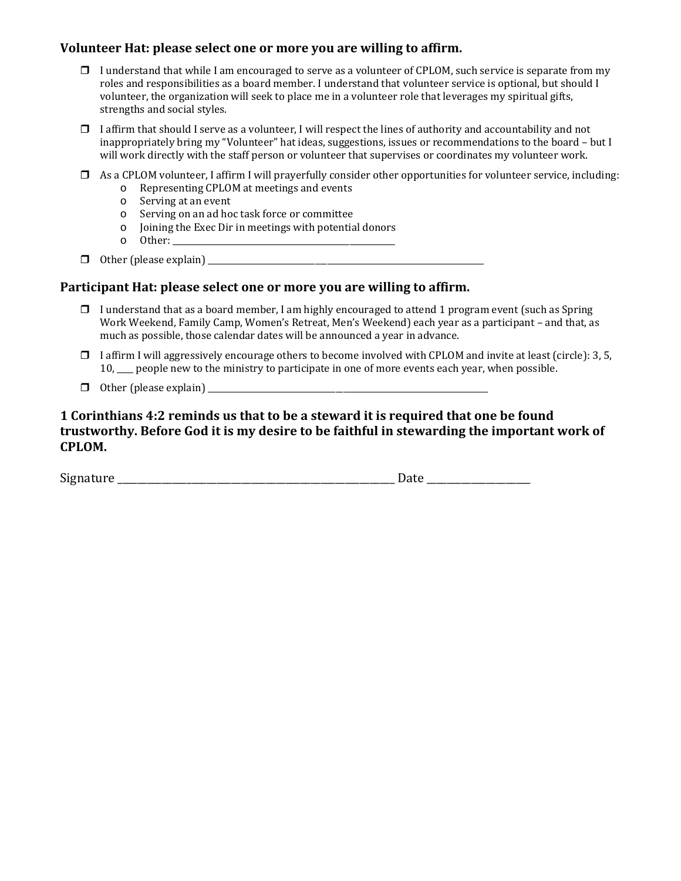### Volunteer Hat: please select one or more you are willing to affirm.

- ☐ I understand that while I am encouraged to serve as a volunteer of CPLOM, such service is separate from my roles and responsibilities as a board member. I understand that volunteer service is optional, but should I volunteer, the organization will seek to place me in a volunteer role that leverages my spiritual gifts, strengths and social styles.
- ☐ I affirm that should I serve as a volunteer, I will respect the lines of authority and accountability and not inappropriately bring my "Volunteer" hat ideas, suggestions, issues or recommendations to the board – but I will work directly with the staff person or volunteer that supervises or coordinates my volunteer work.
- ☐ As a CPLOM volunteer, I affirm I will prayerfully consider other opportunities for volunteer service, including:
  - Representing CPLOM at meetings and events
  - Serving at an event
  - Serving on an ad hoc task force or committee
  - Joining the Exec Dir in meetings with potential donors
  - Other: ______________________________
- ☐ Other (please explain) ______________________________

### Participant Hat: please select one or more you are willing to affirm.

- ☐ I understand that as a board member, I am highly encouraged to attend 1 program event (such as Spring Work Weekend, Family Camp, Women's Retreat, Men's Weekend) each year as a participant – and that, as much as possible, those calendar dates will be announced a year in advance.
- ☐ I affirm I will aggressively encourage others to become involved with CPLOM and invite at least (circle): 3, 5, 10, ____ people new to the ministry to participate in one of more events each year, when possible.
- ☐ Other (please explain) ______________________________

**1 Corinthians 4:2 reminds us that to be a steward it is required that one be found trustworthy. Before God it is my desire to be faithful in stewarding the important work of CPLOM.**

Signature ______________________________ Date ______________